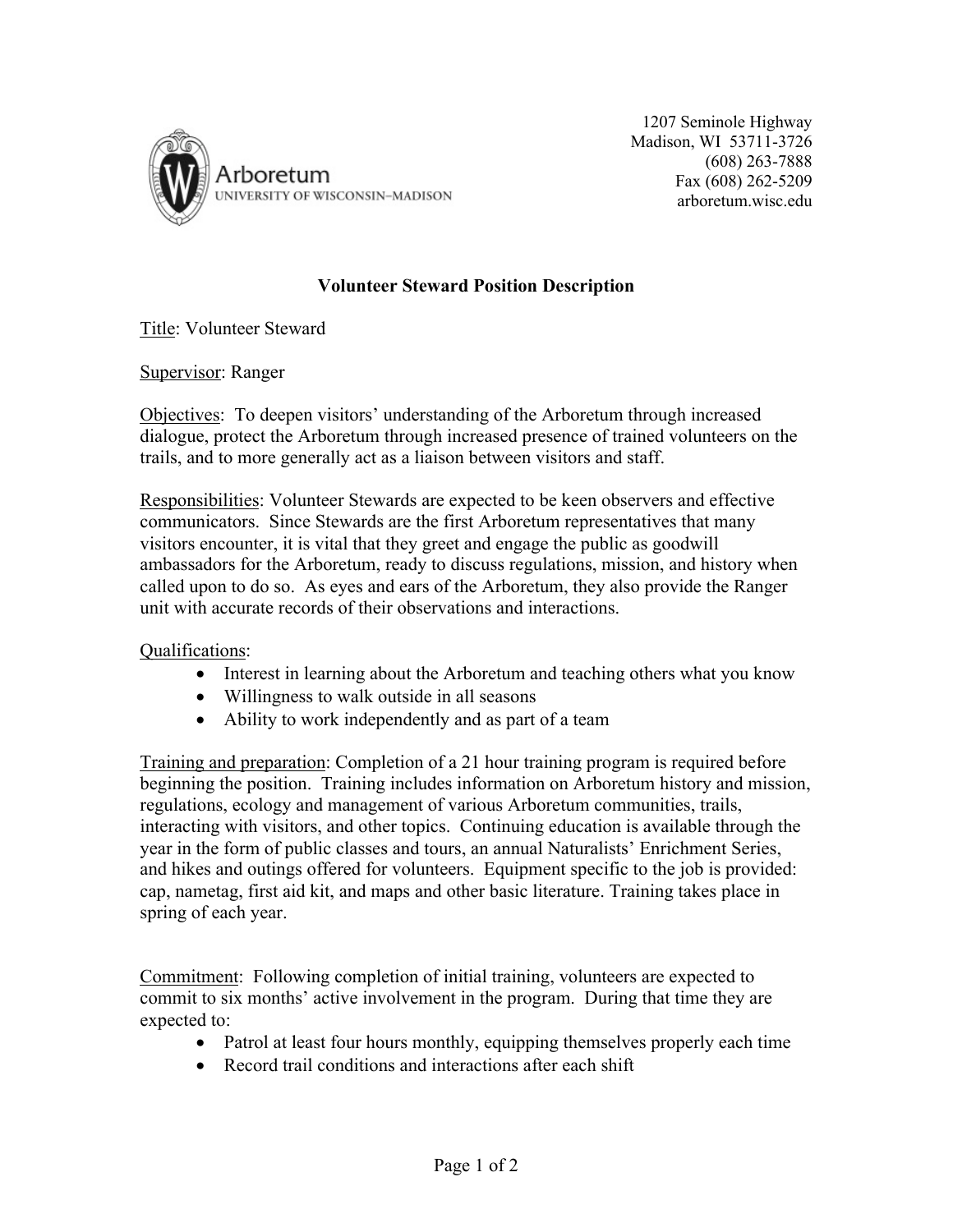Arboretum
UNIVERSITY OF WISCONSIN–MADISON

1207 Seminole Highway
Madison, WI 53711-3726
(608) 263-7888
Fax (608) 262-5209
arboretum.wisc.edu

## Volunteer Steward Position Description

Title: Volunteer Steward

Supervisor: Ranger

Objectives: To deepen visitors' understanding of the Arboretum through increased dialogue, protect the Arboretum through increased presence of trained volunteers on the trails, and to more generally act as a liaison between visitors and staff.

Responsibilities: Volunteer Stewards are expected to be keen observers and effective communicators. Since Stewards are the first Arboretum representatives that many visitors encounter, it is vital that they greet and engage the public as goodwill ambassadors for the Arboretum, ready to discuss regulations, mission, and history when called upon to do so. As eyes and ears of the Arboretum, they also provide the Ranger unit with accurate records of their observations and interactions.

Qualifications:

- Interest in learning about the Arboretum and teaching others what you know
- Willingness to walk outside in all seasons
- Ability to work independently and as part of a team

Training and preparation: Completion of a 21 hour training program is required before beginning the position. Training includes information on Arboretum history and mission, regulations, ecology and management of various Arboretum communities, trails, interacting with visitors, and other topics. Continuing education is available through the year in the form of public classes and tours, an annual Naturalists' Enrichment Series, and hikes and outings offered for volunteers. Equipment specific to the job is provided: cap, nametag, first aid kit, and maps and other basic literature. Training takes place in spring of each year.

Commitment: Following completion of initial training, volunteers are expected to commit to six months' active involvement in the program. During that time they are expected to:

- Patrol at least four hours monthly, equipping themselves properly each time
- Record trail conditions and interactions after each shift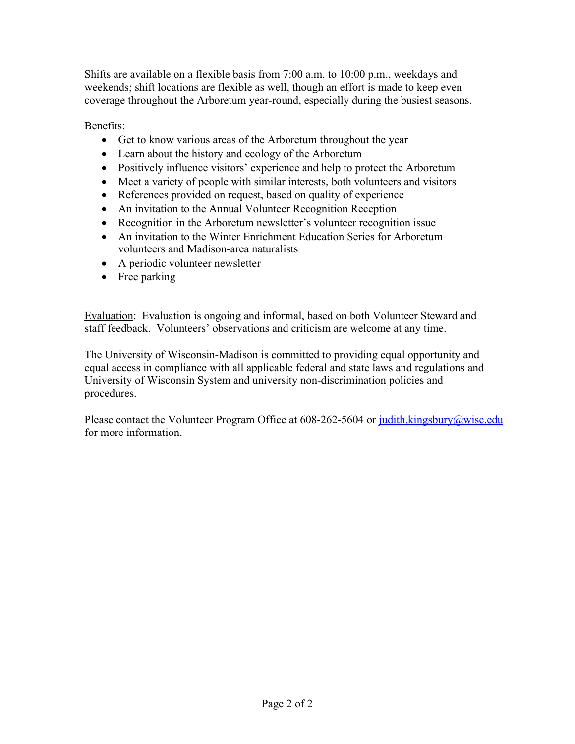Shifts are available on a flexible basis from 7:00 a.m. to 10:00 p.m., weekdays and weekends; shift locations are flexible as well, though an effort is made to keep even coverage throughout the Arboretum year-round, especially during the busiest seasons.

Benefits:

- Get to know various areas of the Arboretum throughout the year
- Learn about the history and ecology of the Arboretum
- Positively influence visitors' experience and help to protect the Arboretum
- Meet a variety of people with similar interests, both volunteers and visitors
- References provided on request, based on quality of experience
- An invitation to the Annual Volunteer Recognition Reception
- Recognition in the Arboretum newsletter's volunteer recognition issue
- An invitation to the Winter Enrichment Education Series for Arboretum volunteers and Madison-area naturalists
- A periodic volunteer newsletter
- Free parking

Evaluation: Evaluation is ongoing and informal, based on both Volunteer Steward and staff feedback. Volunteers' observations and criticism are welcome at any time.

The University of Wisconsin-Madison is committed to providing equal opportunity and equal access in compliance with all applicable federal and state laws and regulations and University of Wisconsin System and university non-discrimination policies and procedures.

Please contact the Volunteer Program Office at 608-262-5604 or judith.kingsbury@wisc.edu for more information.